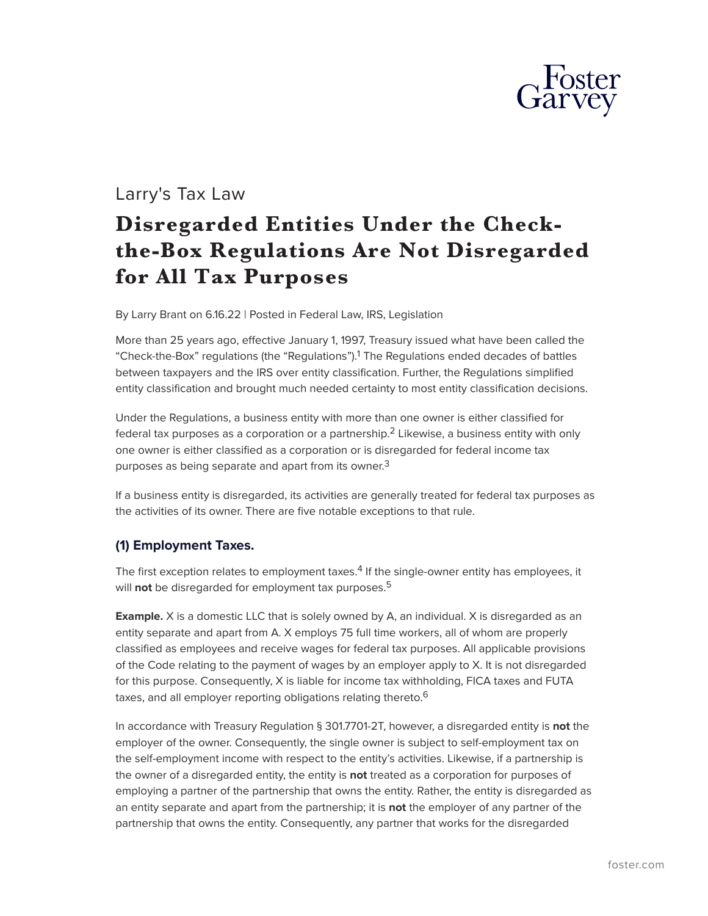Larry's Tax Law

# Disregarded Entities Under the Check-the-Box Regulations Are Not Disregarded for All Tax Purposes

By Larry Brant on 6.16.22 | Posted in Federal Law, IRS, Legislation

More than 25 years ago, effective January 1, 1997, Treasury issued what have been called the "Check-the-Box" regulations (the "Regulations").[1] The Regulations ended decades of battles between taxpayers and the IRS over entity classification. Further, the Regulations simplified entity classification and brought much needed certainty to most entity classification decisions.

Under the Regulations, a business entity with more than one owner is either classified for federal tax purposes as a corporation or a partnership.[2] Likewise, a business entity with only one owner is either classified as a corporation or is disregarded for federal income tax purposes as being separate and apart from its owner.[3]

If a business entity is disregarded, its activities are generally treated for federal tax purposes as the activities of its owner. There are five notable exceptions to that rule.

## (1) Employment Taxes.

The first exception relates to employment taxes.[4] If the single-owner entity has employees, it will **not** be disregarded for employment tax purposes.[5]

**Example.** X is a domestic LLC that is solely owned by A, an individual. X is disregarded as an entity separate and apart from A. X employs 75 full time workers, all of whom are properly classified as employees and receive wages for federal tax purposes. All applicable provisions of the Code relating to the payment of wages by an employer apply to X. It is not disregarded for this purpose. Consequently, X is liable for income tax withholding, FICA taxes and FUTA taxes, and all employer reporting obligations relating thereto.[6]

In accordance with Treasury Regulation § 301.7701-2T, however, a disregarded entity is **not** the employer of the owner. Consequently, the single owner is subject to self-employment tax on the self-employment income with respect to the entity's activities. Likewise, if a partnership is the owner of a disregarded entity, the entity is **not** treated as a corporation for purposes of employing a partner of the partnership that owns the entity. Rather, the entity is disregarded as an entity separate and apart from the partnership; it is **not** the employer of any partner of the partnership that owns the entity. Consequently, any partner that works for the disregarded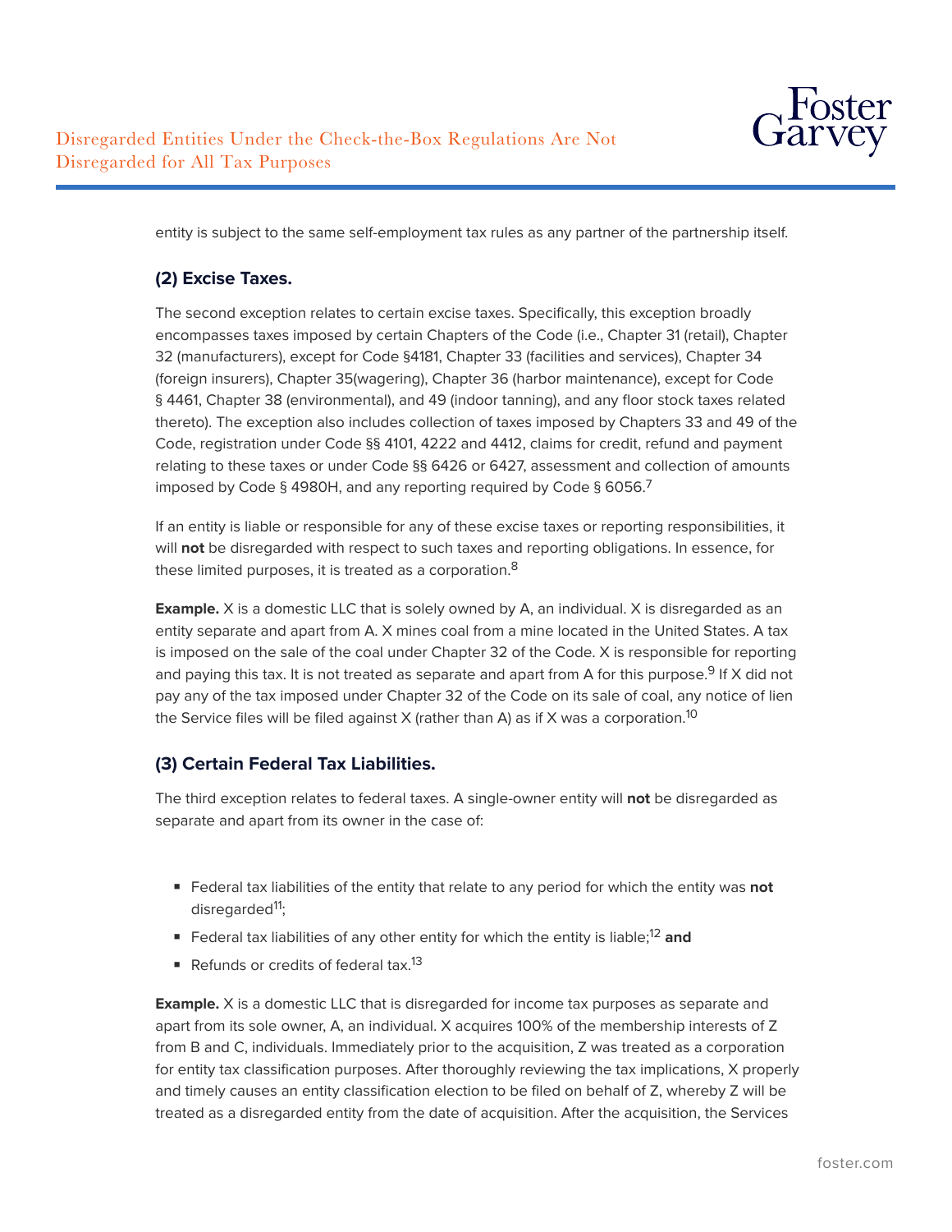entity is subject to the same self-employment tax rules as any partner of the partnership itself.

### (2) Excise Taxes.

The second exception relates to certain excise taxes. Specifically, this exception broadly encompasses taxes imposed by certain Chapters of the Code (i.e., Chapter 31 (retail), Chapter 32 (manufacturers), except for Code §4181, Chapter 33 (facilities and services), Chapter 34 (foreign insurers), Chapter 35(wagering), Chapter 36 (harbor maintenance), except for Code § 4461, Chapter 38 (environmental), and 49 (indoor tanning), and any floor stock taxes related thereto). The exception also includes collection of taxes imposed by Chapters 33 and 49 of the Code, registration under Code §§ 4101, 4222 and 4412, claims for credit, refund and payment relating to these taxes or under Code §§ 6426 or 6427, assessment and collection of amounts imposed by Code § 4980H, and any reporting required by Code § 6056.[7]

If an entity is liable or responsible for any of these excise taxes or reporting responsibilities, it will **not** be disregarded with respect to such taxes and reporting obligations. In essence, for these limited purposes, it is treated as a corporation.[8]

**Example.** X is a domestic LLC that is solely owned by A, an individual. X is disregarded as an entity separate and apart from A. X mines coal from a mine located in the United States. A tax is imposed on the sale of the coal under Chapter 32 of the Code. X is responsible for reporting and paying this tax. It is not treated as separate and apart from A for this purpose.[9] If X did not pay any of the tax imposed under Chapter 32 of the Code on its sale of coal, any notice of lien the Service files will be filed against X (rather than A) as if X was a corporation.[10]

### (3) Certain Federal Tax Liabilities.

The third exception relates to federal taxes. A single-owner entity will **not** be disregarded as separate and apart from its owner in the case of:

- Federal tax liabilities of the entity that relate to any period for which the entity was **not** disregarded[11];
- Federal tax liabilities of any other entity for which the entity is liable;[12] **and**
- Refunds or credits of federal tax.[13]

**Example.** X is a domestic LLC that is disregarded for income tax purposes as separate and apart from its sole owner, A, an individual. X acquires 100% of the membership interests of Z from B and C, individuals. Immediately prior to the acquisition, Z was treated as a corporation for entity tax classification purposes. After thoroughly reviewing the tax implications, X properly and timely causes an entity classification election to be filed on behalf of Z, whereby Z will be treated as a disregarded entity from the date of acquisition. After the acquisition, the Services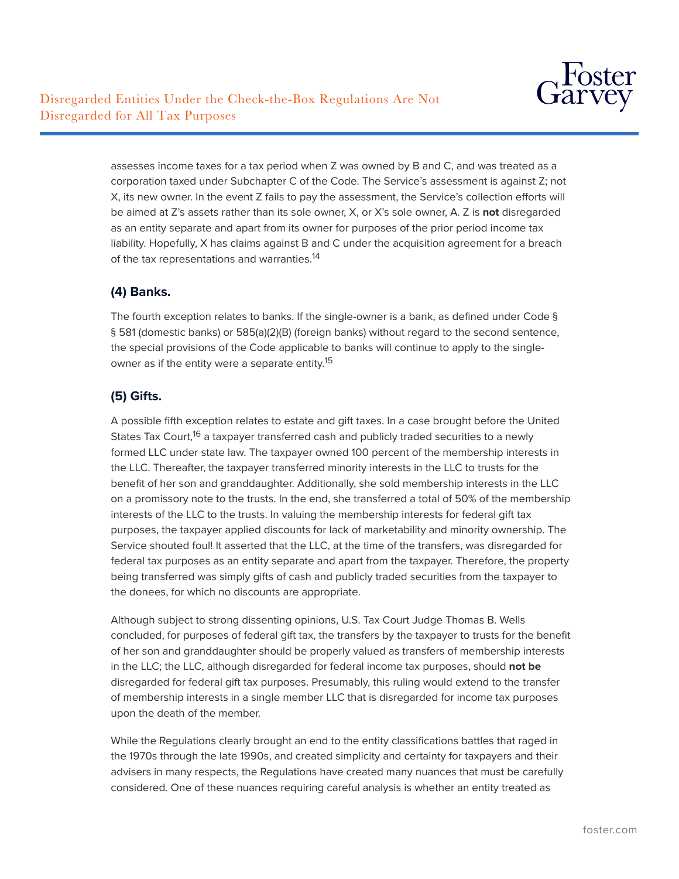assesses income taxes for a tax period when Z was owned by B and C, and was treated as a corporation taxed under Subchapter C of the Code. The Service's assessment is against Z; not X, its new owner. In the event Z fails to pay the assessment, the Service's collection efforts will be aimed at Z's assets rather than its sole owner, X, or X's sole owner, A. Z is **not** disregarded as an entity separate and apart from its owner for purposes of the prior period income tax liability. Hopefully, X has claims against B and C under the acquisition agreement for a breach of the tax representations and warranties.[14]

### (4) Banks.

The fourth exception relates to banks. If the single-owner is a bank, as defined under Code § § 581 (domestic banks) or 585(a)(2)(B) (foreign banks) without regard to the second sentence, the special provisions of the Code applicable to banks will continue to apply to the single-owner as if the entity were a separate entity.[15]

### (5) Gifts.

A possible fifth exception relates to estate and gift taxes. In a case brought before the United States Tax Court,[16] a taxpayer transferred cash and publicly traded securities to a newly formed LLC under state law. The taxpayer owned 100 percent of the membership interests in the LLC. Thereafter, the taxpayer transferred minority interests in the LLC to trusts for the benefit of her son and granddaughter. Additionally, she sold membership interests in the LLC on a promissory note to the trusts. In the end, she transferred a total of 50% of the membership interests of the LLC to the trusts. In valuing the membership interests for federal gift tax purposes, the taxpayer applied discounts for lack of marketability and minority ownership. The Service shouted foul! It asserted that the LLC, at the time of the transfers, was disregarded for federal tax purposes as an entity separate and apart from the taxpayer. Therefore, the property being transferred was simply gifts of cash and publicly traded securities from the taxpayer to the donees, for which no discounts are appropriate.

Although subject to strong dissenting opinions, U.S. Tax Court Judge Thomas B. Wells concluded, for purposes of federal gift tax, the transfers by the taxpayer to trusts for the benefit of her son and granddaughter should be properly valued as transfers of membership interests in the LLC; the LLC, although disregarded for federal income tax purposes, should **not be** disregarded for federal gift tax purposes. Presumably, this ruling would extend to the transfer of membership interests in a single member LLC that is disregarded for income tax purposes upon the death of the member.

While the Regulations clearly brought an end to the entity classifications battles that raged in the 1970s through the late 1990s, and created simplicity and certainty for taxpayers and their advisers in many respects, the Regulations have created many nuances that must be carefully considered. One of these nuances requiring careful analysis is whether an entity treated as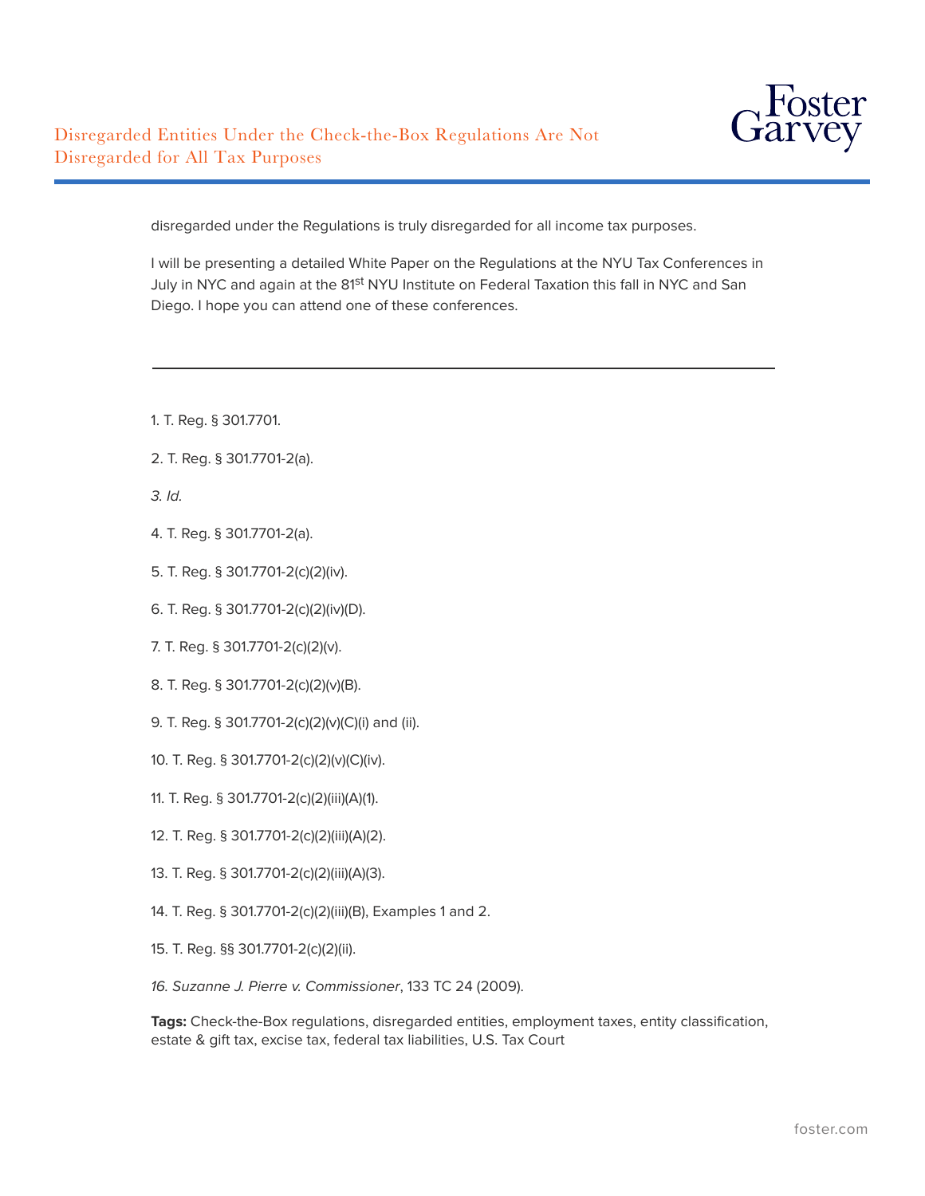disregarded under the Regulations is truly disregarded for all income tax purposes.

I will be presenting a detailed White Paper on the Regulations at the NYU Tax Conferences in July in NYC and again at the 81st NYU Institute on Federal Taxation this fall in NYC and San Diego. I hope you can attend one of these conferences.

---

1. T. Reg. § 301.7701.

2. T. Reg. § 301.7701-2(a).

*3. Id.*

4. T. Reg. § 301.7701-2(a).

5. T. Reg. § 301.7701-2(c)(2)(iv).

6. T. Reg. § 301.7701-2(c)(2)(iv)(D).

7. T. Reg. § 301.7701-2(c)(2)(v).

8. T. Reg. § 301.7701-2(c)(2)(v)(B).

9. T. Reg. § 301.7701-2(c)(2)(v)(C)(i) and (ii).

10. T. Reg. § 301.7701-2(c)(2)(v)(C)(iv).

11. T. Reg. § 301.7701-2(c)(2)(iii)(A)(1).

12. T. Reg. § 301.7701-2(c)(2)(iii)(A)(2).

13. T. Reg. § 301.7701-2(c)(2)(iii)(A)(3).

14. T. Reg. § 301.7701-2(c)(2)(iii)(B), Examples 1 and 2.

15. T. Reg. §§ 301.7701-2(c)(2)(ii).

*16. Suzanne J. Pierre v. Commissioner*, 133 TC 24 (2009).

**Tags:** Check-the-Box regulations, disregarded entities, employment taxes, entity classification, estate & gift tax, excise tax, federal tax liabilities, U.S. Tax Court